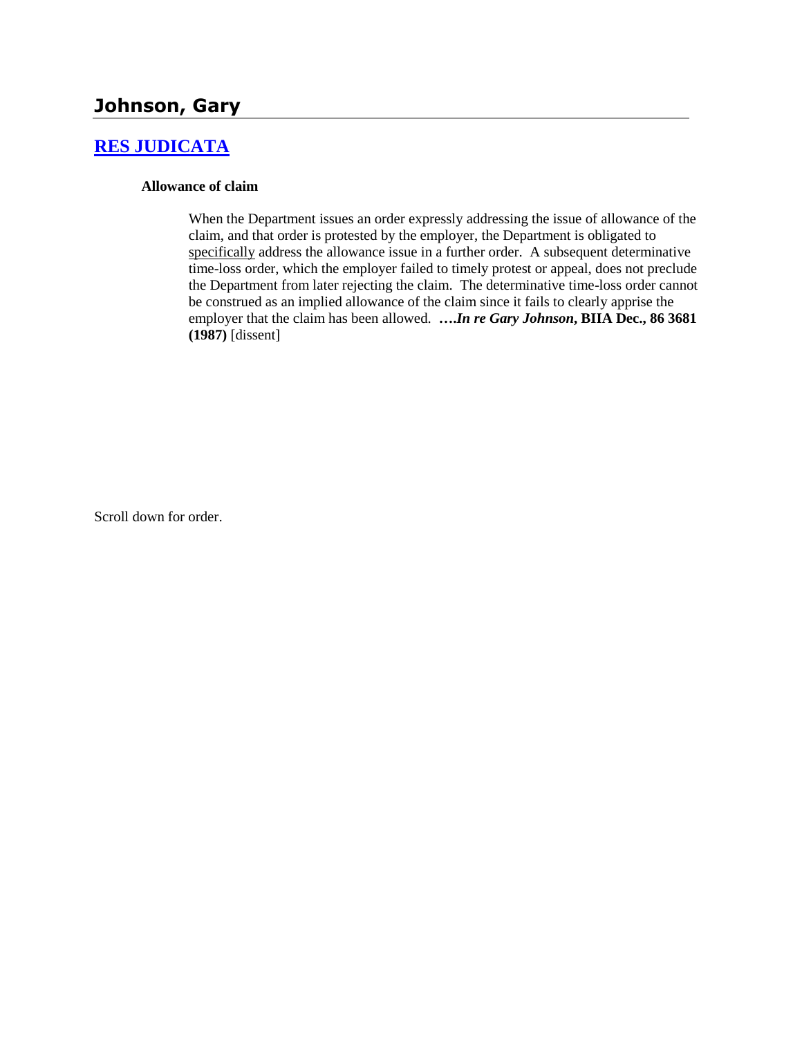# Johnson, Gary

## [RES JUDICATA]

**Allowance of claim**

When the Department issues an order expressly addressing the issue of allowance of the claim, and that order is protested by the employer, the Department is obligated to specifically address the allowance issue in a further order. A subsequent determinative time-loss order, which the employer failed to timely protest or appeal, does not preclude the Department from later rejecting the claim. The determinative time-loss order cannot be construed as an implied allowance of the claim since it fails to clearly apprise the employer that the claim has been allowed. ***….In re Gary Johnson*, BIIA Dec., 86 3681 (1987)** [dissent]

Scroll down for order.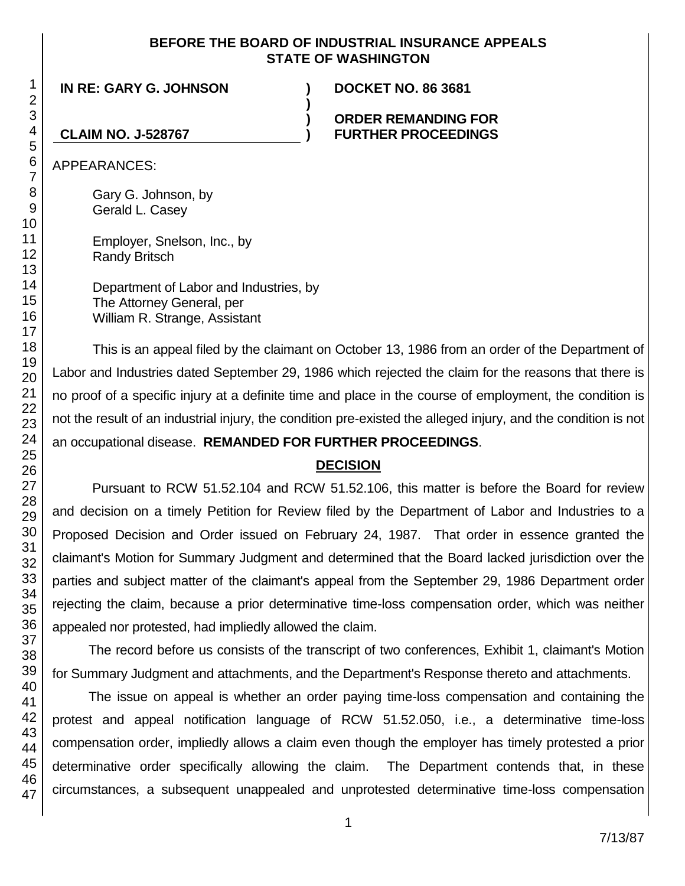**BEFORE THE BOARD OF INDUSTRIAL INSURANCE APPEALS**
**STATE OF WASHINGTON**

**IN RE: GARY G. JOHNSON** ) **DOCKET NO. 86 3681**
)
) **ORDER REMANDING FOR**
**CLAIM NO. J-528767** ) **FURTHER PROCEEDINGS**

APPEARANCES:

Gary G. Johnson, by
Gerald L. Casey

Employer, Snelson, Inc., by
Randy Britsch

Department of Labor and Industries, by
The Attorney General, per
William R. Strange, Assistant

This is an appeal filed by the claimant on October 13, 1986 from an order of the Department of Labor and Industries dated September 29, 1986 which rejected the claim for the reasons that there is no proof of a specific injury at a definite time and place in the course of employment, the condition is not the result of an industrial injury, the condition pre-existed the alleged injury, and the condition is not an occupational disease. **REMANDED FOR FURTHER PROCEEDINGS**.

## DECISION

Pursuant to RCW 51.52.104 and RCW 51.52.106, this matter is before the Board for review and decision on a timely Petition for Review filed by the Department of Labor and Industries to a Proposed Decision and Order issued on February 24, 1987. That order in essence granted the claimant's Motion for Summary Judgment and determined that the Board lacked jurisdiction over the parties and subject matter of the claimant's appeal from the September 29, 1986 Department order rejecting the claim, because a prior determinative time-loss compensation order, which was neither appealed nor protested, had impliedly allowed the claim.

The record before us consists of the transcript of two conferences, Exhibit 1, claimant's Motion for Summary Judgment and attachments, and the Department's Response thereto and attachments.

The issue on appeal is whether an order paying time-loss compensation and containing the protest and appeal notification language of RCW 51.52.050, i.e., a determinative time-loss compensation order, impliedly allows a claim even though the employer has timely protested a prior determinative order specifically allowing the claim. The Department contends that, in these circumstances, a subsequent unappealed and unprotested determinative time-loss compensation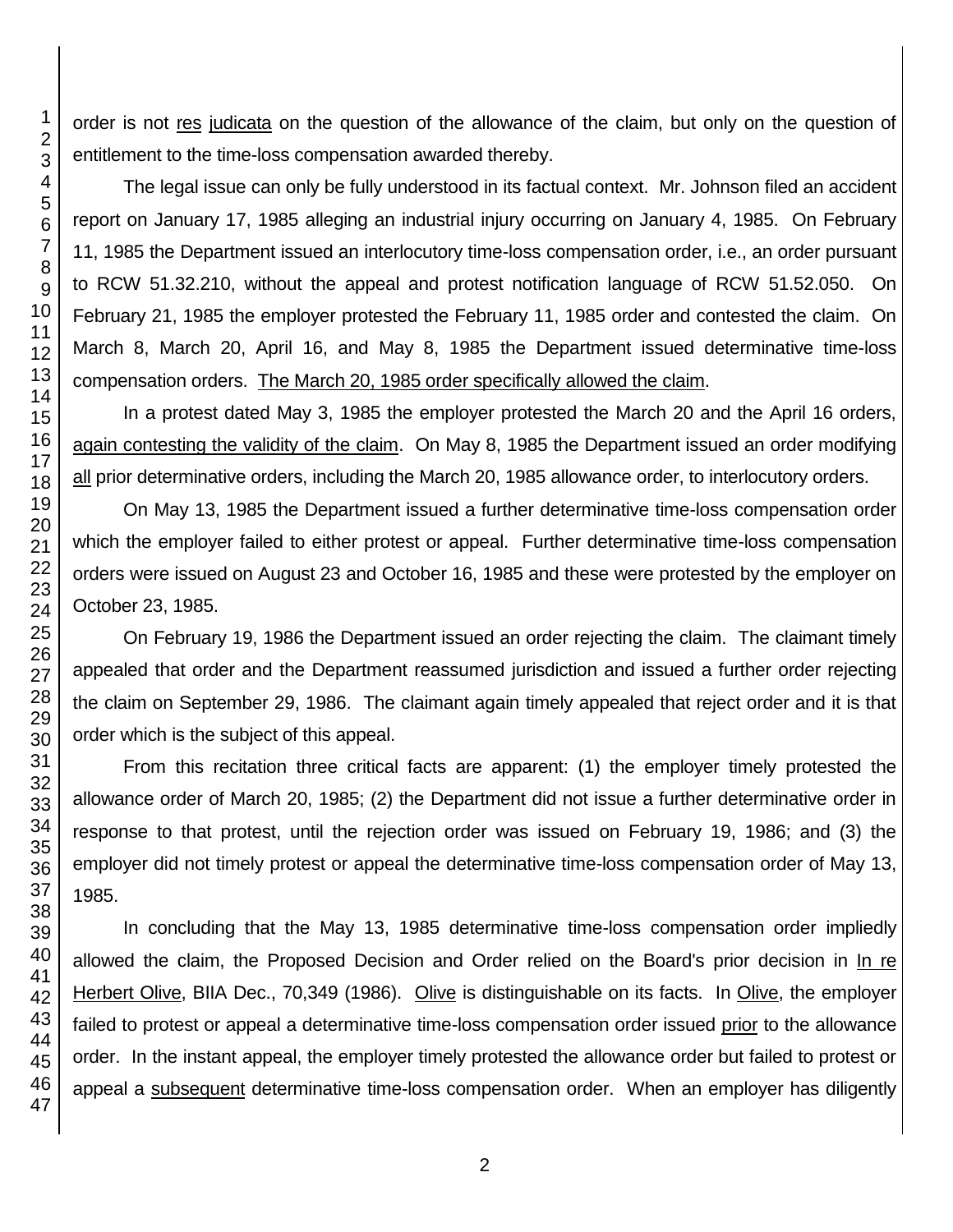order is not res judicata on the question of the allowance of the claim, but only on the question of entitlement to the time-loss compensation awarded thereby.

The legal issue can only be fully understood in its factual context. Mr. Johnson filed an accident report on January 17, 1985 alleging an industrial injury occurring on January 4, 1985. On February 11, 1985 the Department issued an interlocutory time-loss compensation order, i.e., an order pursuant to RCW 51.32.210, without the appeal and protest notification language of RCW 51.52.050. On February 21, 1985 the employer protested the February 11, 1985 order and contested the claim. On March 8, March 20, April 16, and May 8, 1985 the Department issued determinative time-loss compensation orders. The March 20, 1985 order specifically allowed the claim.

In a protest dated May 3, 1985 the employer protested the March 20 and the April 16 orders, again contesting the validity of the claim. On May 8, 1985 the Department issued an order modifying all prior determinative orders, including the March 20, 1985 allowance order, to interlocutory orders.

On May 13, 1985 the Department issued a further determinative time-loss compensation order which the employer failed to either protest or appeal. Further determinative time-loss compensation orders were issued on August 23 and October 16, 1985 and these were protested by the employer on October 23, 1985.

On February 19, 1986 the Department issued an order rejecting the claim. The claimant timely appealed that order and the Department reassumed jurisdiction and issued a further order rejecting the claim on September 29, 1986. The claimant again timely appealed that reject order and it is that order which is the subject of this appeal.

From this recitation three critical facts are apparent: (1) the employer timely protested the allowance order of March 20, 1985; (2) the Department did not issue a further determinative order in response to that protest, until the rejection order was issued on February 19, 1986; and (3) the employer did not timely protest or appeal the determinative time-loss compensation order of May 13, 1985.

In concluding that the May 13, 1985 determinative time-loss compensation order impliedly allowed the claim, the Proposed Decision and Order relied on the Board's prior decision in In re Herbert Olive, BIIA Dec., 70,349 (1986). Olive is distinguishable on its facts. In Olive, the employer failed to protest or appeal a determinative time-loss compensation order issued prior to the allowance order. In the instant appeal, the employer timely protested the allowance order but failed to protest or appeal a subsequent determinative time-loss compensation order. When an employer has diligently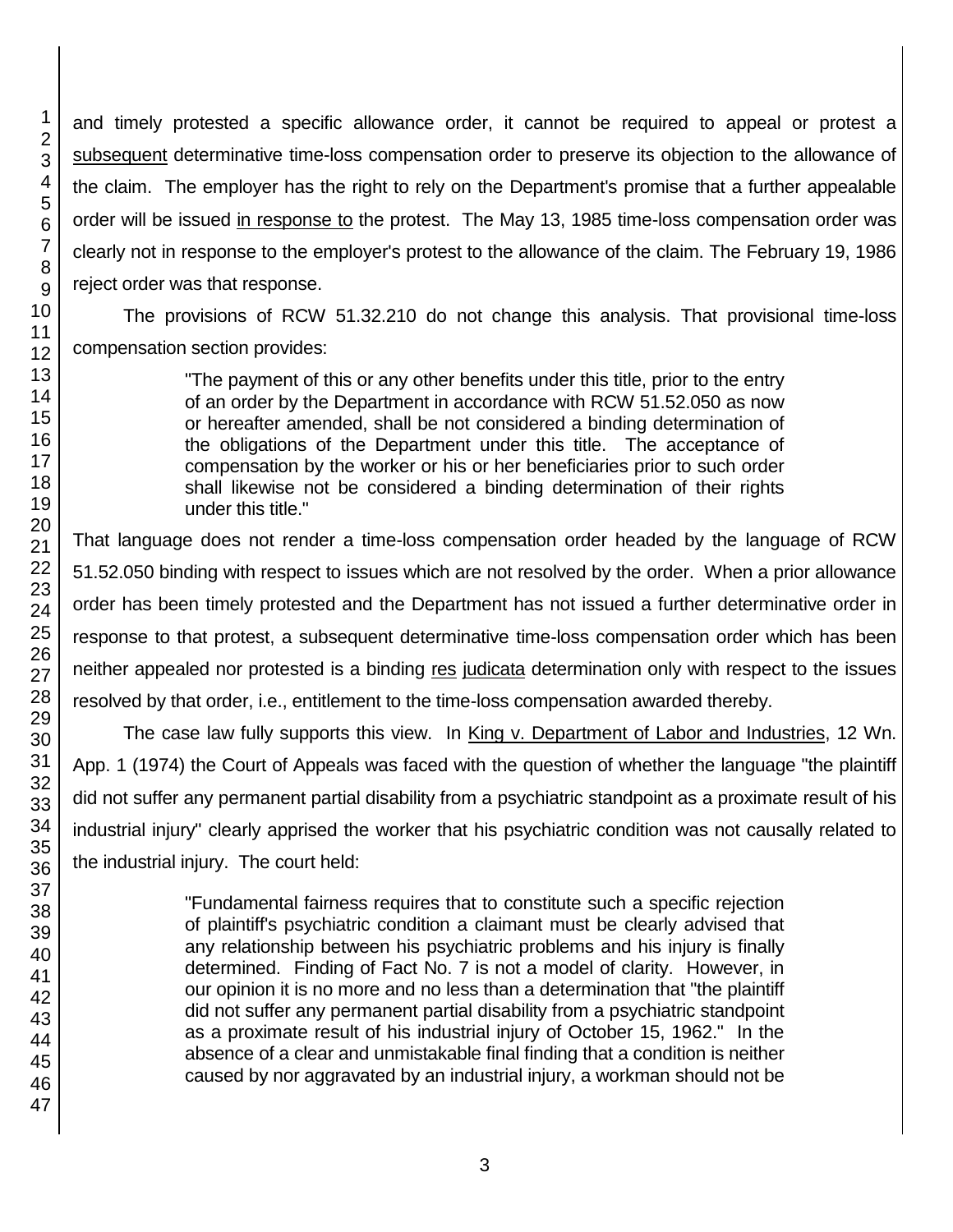and timely protested a specific allowance order, it cannot be required to appeal or protest a subsequent determinative time-loss compensation order to preserve its objection to the allowance of the claim. The employer has the right to rely on the Department's promise that a further appealable order will be issued in response to the protest. The May 13, 1985 time-loss compensation order was clearly not in response to the employer's protest to the allowance of the claim. The February 19, 1986 reject order was that response.

The provisions of RCW 51.32.210 do not change this analysis. That provisional time-loss compensation section provides:

> "The payment of this or any other benefits under this title, prior to the entry of an order by the Department in accordance with RCW 51.52.050 as now or hereafter amended, shall be not considered a binding determination of the obligations of the Department under this title. The acceptance of compensation by the worker or his or her beneficiaries prior to such order shall likewise not be considered a binding determination of their rights under this title."

That language does not render a time-loss compensation order headed by the language of RCW 51.52.050 binding with respect to issues which are not resolved by the order. When a prior allowance order has been timely protested and the Department has not issued a further determinative order in response to that protest, a subsequent determinative time-loss compensation order which has been neither appealed nor protested is a binding res judicata determination only with respect to the issues resolved by that order, i.e., entitlement to the time-loss compensation awarded thereby.

The case law fully supports this view. In King v. Department of Labor and Industries, 12 Wn. App. 1 (1974) the Court of Appeals was faced with the question of whether the language "the plaintiff did not suffer any permanent partial disability from a psychiatric standpoint as a proximate result of his industrial injury" clearly apprised the worker that his psychiatric condition was not causally related to the industrial injury. The court held:

> "Fundamental fairness requires that to constitute such a specific rejection of plaintiff's psychiatric condition a claimant must be clearly advised that any relationship between his psychiatric problems and his injury is finally determined. Finding of Fact No. 7 is not a model of clarity. However, in our opinion it is no more and no less than a determination that "the plaintiff did not suffer any permanent partial disability from a psychiatric standpoint as a proximate result of his industrial injury of October 15, 1962." In the absence of a clear and unmistakable final finding that a condition is neither caused by nor aggravated by an industrial injury, a workman should not be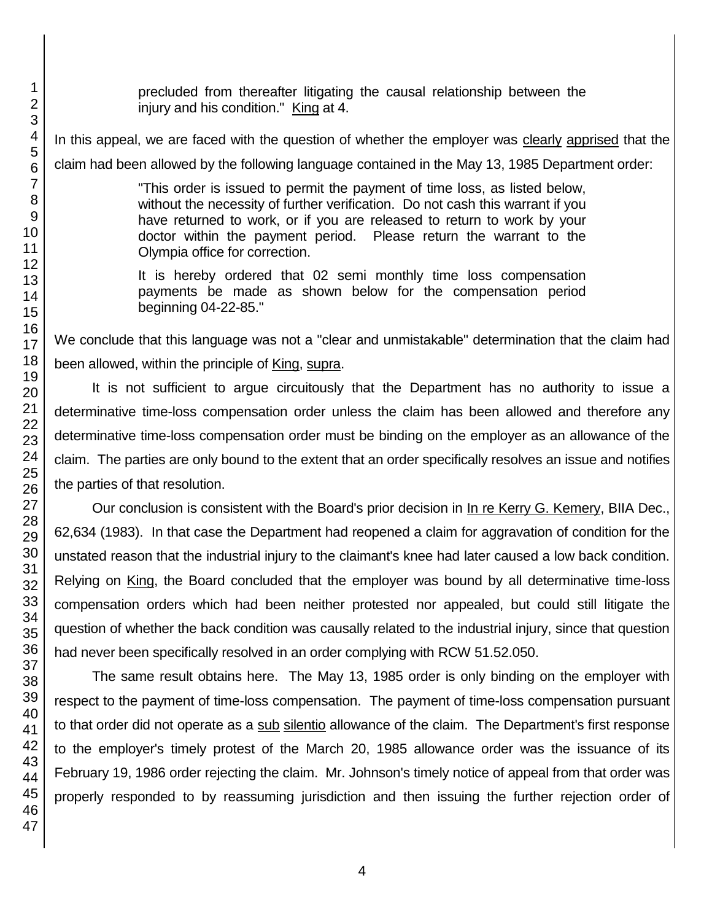> precluded from thereafter litigating the causal relationship between the injury and his condition." King at 4.

In this appeal, we are faced with the question of whether the employer was clearly apprised that the claim had been allowed by the following language contained in the May 13, 1985 Department order:

> "This order is issued to permit the payment of time loss, as listed below, without the necessity of further verification. Do not cash this warrant if you have returned to work, or if you are released to return to work by your doctor within the payment period. Please return the warrant to the Olympia office for correction.
>
> It is hereby ordered that 02 semi monthly time loss compensation payments be made as shown below for the compensation period beginning 04-22-85."

We conclude that this language was not a "clear and unmistakable" determination that the claim had been allowed, within the principle of King, supra.

It is not sufficient to argue circuitously that the Department has no authority to issue a determinative time-loss compensation order unless the claim has been allowed and therefore any determinative time-loss compensation order must be binding on the employer as an allowance of the claim. The parties are only bound to the extent that an order specifically resolves an issue and notifies the parties of that resolution.

Our conclusion is consistent with the Board's prior decision in In re Kerry G. Kemery, BIIA Dec., 62,634 (1983). In that case the Department had reopened a claim for aggravation of condition for the unstated reason that the industrial injury to the claimant's knee had later caused a low back condition. Relying on King, the Board concluded that the employer was bound by all determinative time-loss compensation orders which had been neither protested nor appealed, but could still litigate the question of whether the back condition was causally related to the industrial injury, since that question had never been specifically resolved in an order complying with RCW 51.52.050.

The same result obtains here. The May 13, 1985 order is only binding on the employer with respect to the payment of time-loss compensation. The payment of time-loss compensation pursuant to that order did not operate as a sub silentio allowance of the claim. The Department's first response to the employer's timely protest of the March 20, 1985 allowance order was the issuance of its February 19, 1986 order rejecting the claim. Mr. Johnson's timely notice of appeal from that order was properly responded to by reassuming jurisdiction and then issuing the further rejection order of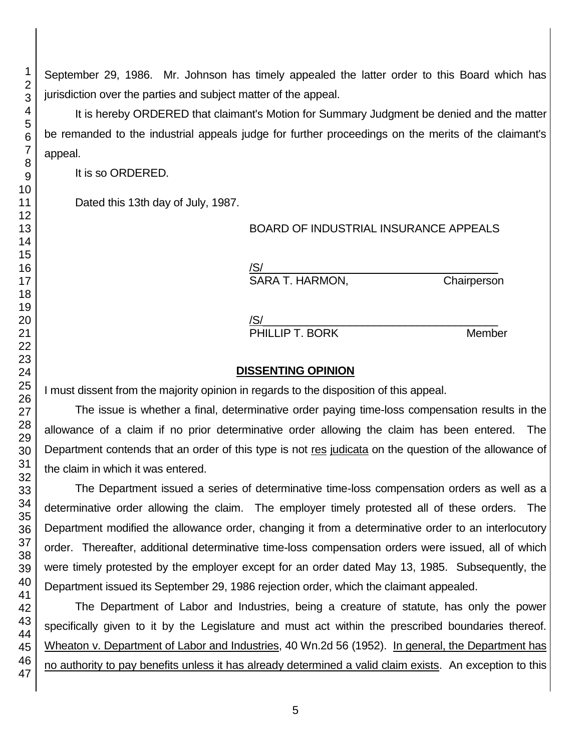September 29, 1986. Mr. Johnson has timely appealed the latter order to this Board which has jurisdiction over the parties and subject matter of the appeal.

It is hereby ORDERED that claimant's Motion for Summary Judgment be denied and the matter be remanded to the industrial appeals judge for further proceedings on the merits of the claimant's appeal.

It is so ORDERED.

Dated this 13th day of July, 1987.

BOARD OF INDUSTRIAL INSURANCE APPEALS

/S/
SARA T. HARMON, Chairperson

/S/
PHILLIP T. BORK Member

## DISSENTING OPINION

I must dissent from the majority opinion in regards to the disposition of this appeal.

The issue is whether a final, determinative order paying time-loss compensation results in the allowance of a claim if no prior determinative order allowing the claim has been entered. The Department contends that an order of this type is not res judicata on the question of the allowance of the claim in which it was entered.

The Department issued a series of determinative time-loss compensation orders as well as a determinative order allowing the claim. The employer timely protested all of these orders. The Department modified the allowance order, changing it from a determinative order to an interlocutory order. Thereafter, additional determinative time-loss compensation orders were issued, all of which were timely protested by the employer except for an order dated May 13, 1985. Subsequently, the Department issued its September 29, 1986 rejection order, which the claimant appealed.

The Department of Labor and Industries, being a creature of statute, has only the power specifically given to it by the Legislature and must act within the prescribed boundaries thereof. Wheaton v. Department of Labor and Industries, 40 Wn.2d 56 (1952). In general, the Department has no authority to pay benefits unless it has already determined a valid claim exists. An exception to this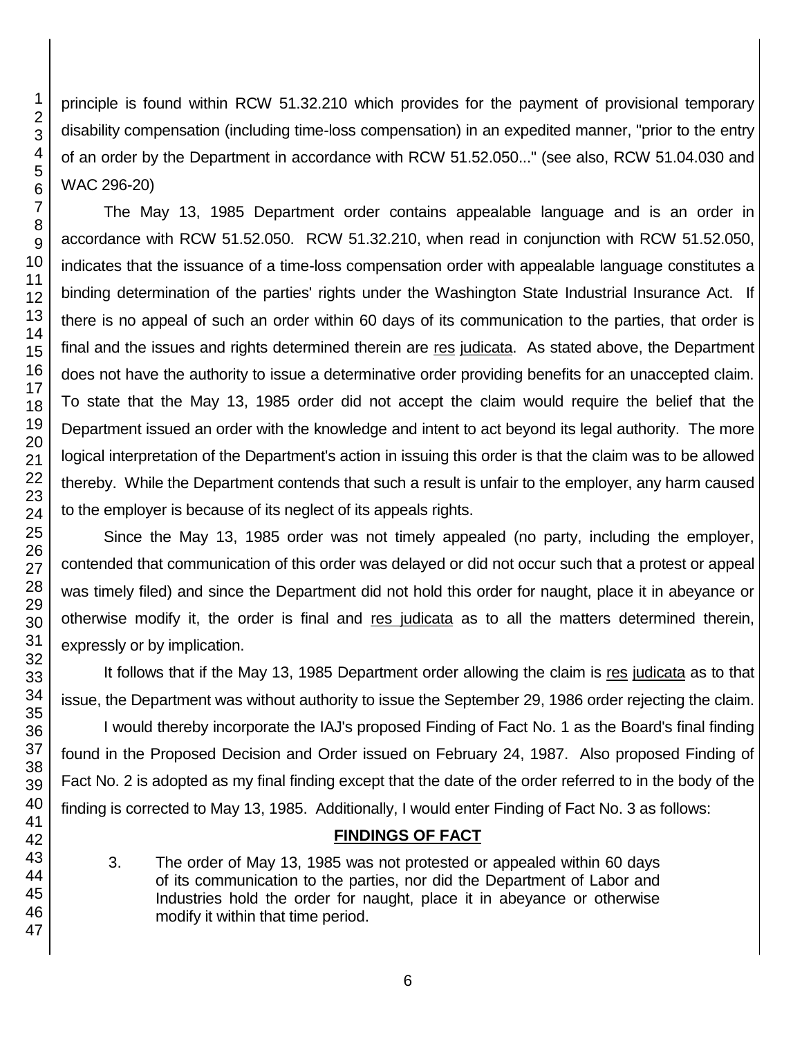principle is found within RCW 51.32.210 which provides for the payment of provisional temporary disability compensation (including time-loss compensation) in an expedited manner, "prior to the entry of an order by the Department in accordance with RCW 51.52.050..." (see also, RCW 51.04.030 and WAC 296-20)

The May 13, 1985 Department order contains appealable language and is an order in accordance with RCW 51.52.050. RCW 51.32.210, when read in conjunction with RCW 51.52.050, indicates that the issuance of a time-loss compensation order with appealable language constitutes a binding determination of the parties' rights under the Washington State Industrial Insurance Act. If there is no appeal of such an order within 60 days of its communication to the parties, that order is final and the issues and rights determined therein are res judicata. As stated above, the Department does not have the authority to issue a determinative order providing benefits for an unaccepted claim. To state that the May 13, 1985 order did not accept the claim would require the belief that the Department issued an order with the knowledge and intent to act beyond its legal authority. The more logical interpretation of the Department's action in issuing this order is that the claim was to be allowed thereby. While the Department contends that such a result is unfair to the employer, any harm caused to the employer is because of its neglect of its appeals rights.

Since the May 13, 1985 order was not timely appealed (no party, including the employer, contended that communication of this order was delayed or did not occur such that a protest or appeal was timely filed) and since the Department did not hold this order for naught, place it in abeyance or otherwise modify it, the order is final and res judicata as to all the matters determined therein, expressly or by implication.

It follows that if the May 13, 1985 Department order allowing the claim is res judicata as to that issue, the Department was without authority to issue the September 29, 1986 order rejecting the claim.

I would thereby incorporate the IAJ's proposed Finding of Fact No. 1 as the Board's final finding found in the Proposed Decision and Order issued on February 24, 1987. Also proposed Finding of Fact No. 2 is adopted as my final finding except that the date of the order referred to in the body of the finding is corrected to May 13, 1985. Additionally, I would enter Finding of Fact No. 3 as follows:

**FINDINGS OF FACT**

3. The order of May 13, 1985 was not protested or appealed within 60 days of its communication to the parties, nor did the Department of Labor and Industries hold the order for naught, place it in abeyance or otherwise modify it within that time period.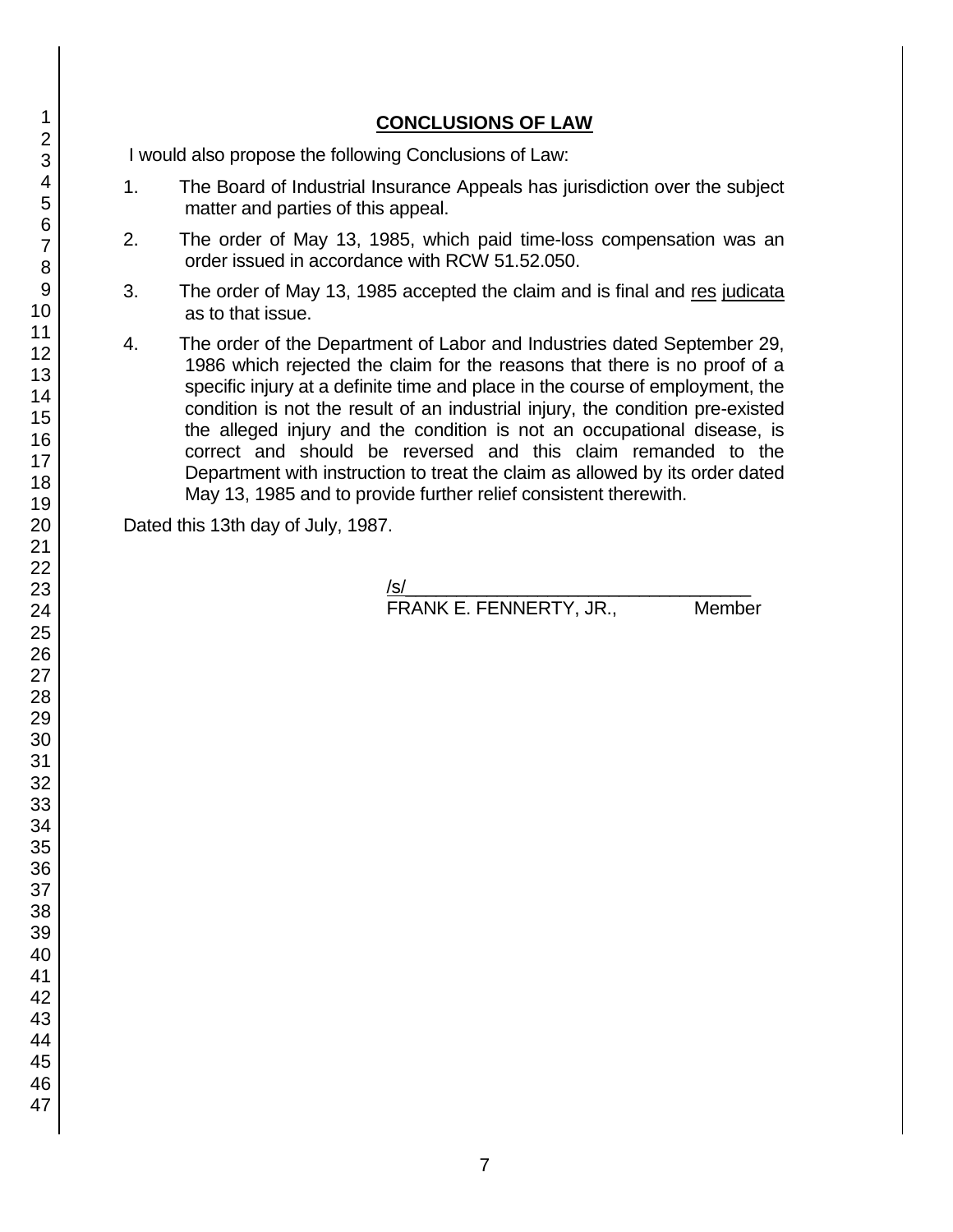## **CONCLUSIONS OF LAW**

I would also propose the following Conclusions of Law:

1. The Board of Industrial Insurance Appeals has jurisdiction over the subject matter and parties of this appeal.

2. The order of May 13, 1985, which paid time-loss compensation was an order issued in accordance with RCW 51.52.050.

3. The order of May 13, 1985 accepted the claim and is final and res judicata as to that issue.

4. The order of the Department of Labor and Industries dated September 29, 1986 which rejected the claim for the reasons that there is no proof of a specific injury at a definite time and place in the course of employment, the condition is not the result of an industrial injury, the condition pre-existed the alleged injury and the condition is not an occupational disease, is correct and should be reversed and this claim remanded to the Department with instruction to treat the claim as allowed by its order dated May 13, 1985 and to provide further relief consistent therewith.

Dated this 13th day of July, 1987.

/s/\_\_\_\_\_\_\_\_\_\_\_\_\_\_\_\_\_\_\_\_\_\_\_\_\_\_\_\_\_\_\_\_\_\_
FRANK E. FENNERTY, JR., Member